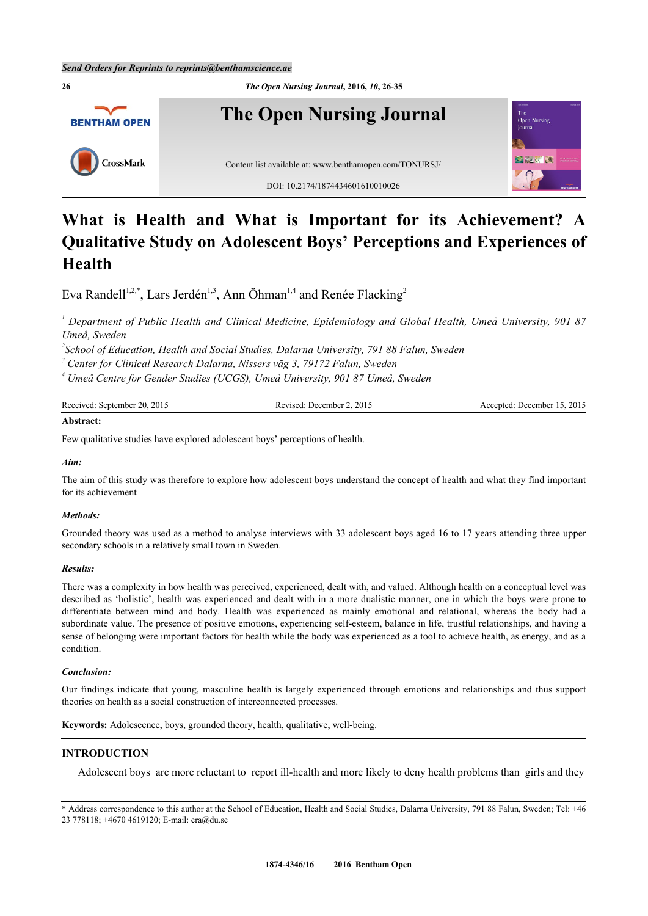Send Orders for Reprints to reprints@benthamscience.ae

# What is Health and What is Important for its Achievement? A Qualitative Study on Adolescent Boys' Perceptions and Experiences of Health

Eva Randell[1,2,*], Lars Jerdén[1,3], Ann Öhman[1,4] and Renée Flacking[2]

[1] Department of Public Health and Clinical Medicine, Epidemiology and Global Health, Umeå University, 901 87 Umeå, Sweden

[2] School of Education, Health and Social Studies, Dalarna University, 791 88 Falun, Sweden

[3] Center for Clinical Research Dalarna, Nissers väg 3, 79172 Falun, Sweden

[4] Umeå Centre for Gender Studies (UCGS), Umeå University, 901 87 Umeå, Sweden

Received: September 20, 2015 Revised: December 2, 2015 Accepted: December 15, 2015

**Abstract:**

Few qualitative studies have explored adolescent boys' perceptions of health.

***Aim:***

The aim of this study was therefore to explore how adolescent boys understand the concept of health and what they find important for its achievement

***Methods:***

Grounded theory was used as a method to analyse interviews with 33 adolescent boys aged 16 to 17 years attending three upper secondary schools in a relatively small town in Sweden.

***Results:***

There was a complexity in how health was perceived, experienced, dealt with, and valued. Although health on a conceptual level was described as 'holistic', health was experienced and dealt with in a more dualistic manner, one in which the boys were prone to differentiate between mind and body. Health was experienced as mainly emotional and relational, whereas the body had a subordinate value. The presence of positive emotions, experiencing self-esteem, balance in life, trustful relationships, and having a sense of belonging were important factors for health while the body was experienced as a tool to achieve health, as energy, and as a condition.

***Conclusion:***

Our findings indicate that young, masculine health is largely experienced through emotions and relationships and thus support theories on health as a social construction of interconnected processes.

**Keywords:** Adolescence, boys, grounded theory, health, qualitative, well-being.

## INTRODUCTION

Adolescent boys are more reluctant to report ill-health and more likely to deny health problems than girls and they

* Address correspondence to this author at the School of Education, Health and Social Studies, Dalarna University, 791 88 Falun, Sweden; Tel: +46 23 778118; +4670 4619120; E-mail: era@du.se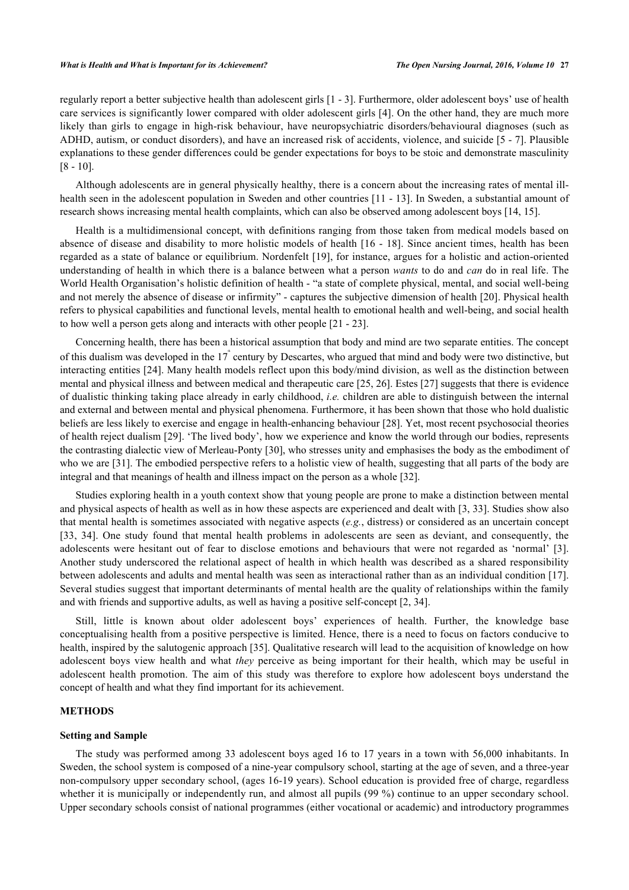regularly report a better subjective health than adolescent girls [1 - 3]. Furthermore, older adolescent boys' use of health care services is significantly lower compared with older adolescent girls [4]. On the other hand, they are much more likely than girls to engage in high-risk behaviour, have neuropsychiatric disorders/behavioural diagnoses (such as ADHD, autism, or conduct disorders), and have an increased risk of accidents, violence, and suicide [5 - 7]. Plausible explanations to these gender differences could be gender expectations for boys to be stoic and demonstrate masculinity [8 - 10].

Although adolescents are in general physically healthy, there is a concern about the increasing rates of mental ill-health seen in the adolescent population in Sweden and other countries [11 - 13]. In Sweden, a substantial amount of research shows increasing mental health complaints, which can also be observed among adolescent boys [14, 15].

Health is a multidimensional concept, with definitions ranging from those taken from medical models based on absence of disease and disability to more holistic models of health [16 - 18]. Since ancient times, health has been regarded as a state of balance or equilibrium. Nordenfelt [19], for instance, argues for a holistic and action-oriented understanding of health in which there is a balance between what a person *wants* to do and *can* do in real life. The World Health Organisation's holistic definition of health - "a state of complete physical, mental, and social well-being and not merely the absence of disease or infirmity" - captures the subjective dimension of health [20]. Physical health refers to physical capabilities and functional levels, mental health to emotional health and well-being, and social health to how well a person gets along and interacts with other people [21 - 23].

Concerning health, there has been a historical assumption that body and mind are two separate entities. The concept of this dualism was developed in the 17th century by Descartes, who argued that mind and body were two distinctive, but interacting entities [24]. Many health models reflect upon this body/mind division, as well as the distinction between mental and physical illness and between medical and therapeutic care [25, 26]. Estes [27] suggests that there is evidence of dualistic thinking taking place already in early childhood, *i.e.* children are able to distinguish between the internal and external and between mental and physical phenomena. Furthermore, it has been shown that those who hold dualistic beliefs are less likely to exercise and engage in health-enhancing behaviour [28]. Yet, most recent psychosocial theories of health reject dualism [29]. 'The lived body', how we experience and know the world through our bodies, represents the contrasting dialectic view of Merleau-Ponty [30], who stresses unity and emphasises the body as the embodiment of who we are [31]. The embodied perspective refers to a holistic view of health, suggesting that all parts of the body are integral and that meanings of health and illness impact on the person as a whole [32].

Studies exploring health in a youth context show that young people are prone to make a distinction between mental and physical aspects of health as well as in how these aspects are experienced and dealt with [3, 33]. Studies show also that mental health is sometimes associated with negative aspects (*e.g.*, distress) or considered as an uncertain concept [33, 34]. One study found that mental health problems in adolescents are seen as deviant, and consequently, the adolescents were hesitant out of fear to disclose emotions and behaviours that were not regarded as 'normal' [3]. Another study underscored the relational aspect of health in which health was described as a shared responsibility between adolescents and adults and mental health was seen as interactional rather than as an individual condition [17]. Several studies suggest that important determinants of mental health are the quality of relationships within the family and with friends and supportive adults, as well as having a positive self-concept [2, 34].

Still, little is known about older adolescent boys' experiences of health. Further, the knowledge base conceptualising health from a positive perspective is limited. Hence, there is a need to focus on factors conducive to health, inspired by the salutogenic approach [35]. Qualitative research will lead to the acquisition of knowledge on how adolescent boys view health and what *they* perceive as being important for their health, which may be useful in adolescent health promotion. The aim of this study was therefore to explore how adolescent boys understand the concept of health and what they find important for its achievement.

## METHODS

### Setting and Sample

The study was performed among 33 adolescent boys aged 16 to 17 years in a town with 56,000 inhabitants. In Sweden, the school system is composed of a nine-year compulsory school, starting at the age of seven, and a three-year non-compulsory upper secondary school, (ages 16-19 years). School education is provided free of charge, regardless whether it is municipally or independently run, and almost all pupils (99 %) continue to an upper secondary school. Upper secondary schools consist of national programmes (either vocational or academic) and introductory programmes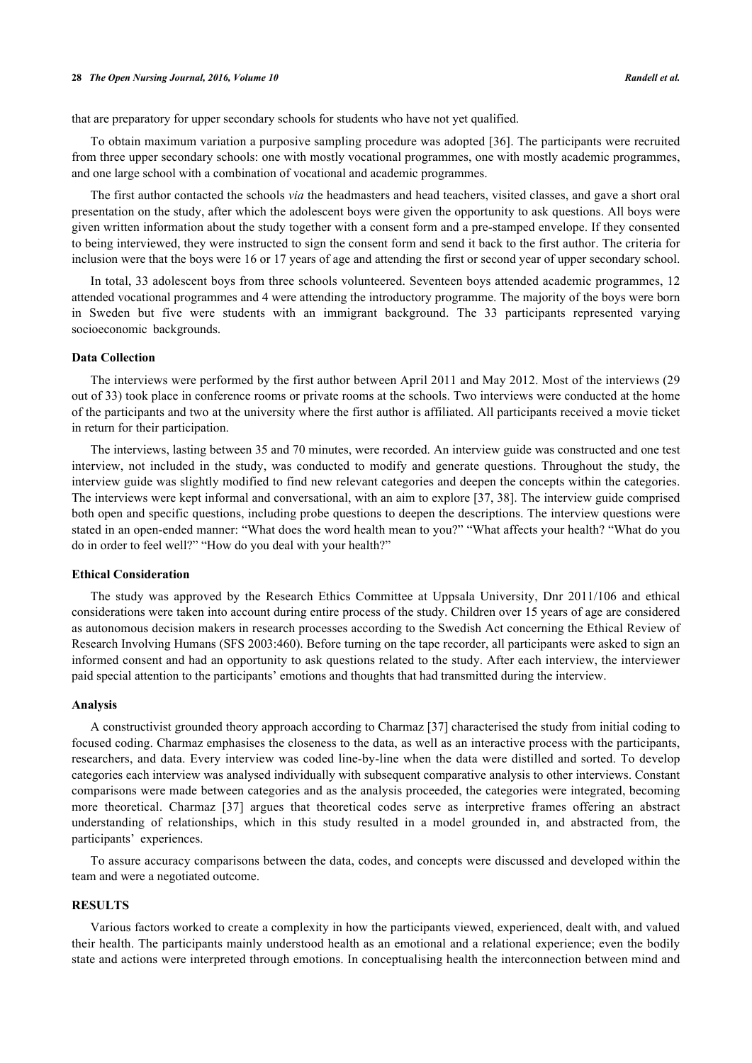that are preparatory for upper secondary schools for students who have not yet qualified.

To obtain maximum variation a purposive sampling procedure was adopted [36]. The participants were recruited from three upper secondary schools: one with mostly vocational programmes, one with mostly academic programmes, and one large school with a combination of vocational and academic programmes.

The first author contacted the schools *via* the headmasters and head teachers, visited classes, and gave a short oral presentation on the study, after which the adolescent boys were given the opportunity to ask questions. All boys were given written information about the study together with a consent form and a pre-stamped envelope. If they consented to being interviewed, they were instructed to sign the consent form and send it back to the first author. The criteria for inclusion were that the boys were 16 or 17 years of age and attending the first or second year of upper secondary school.

In total, 33 adolescent boys from three schools volunteered. Seventeen boys attended academic programmes, 12 attended vocational programmes and 4 were attending the introductory programme. The majority of the boys were born in Sweden but five were students with an immigrant background. The 33 participants represented varying socioeconomic backgrounds.

### Data Collection

The interviews were performed by the first author between April 2011 and May 2012. Most of the interviews (29 out of 33) took place in conference rooms or private rooms at the schools. Two interviews were conducted at the home of the participants and two at the university where the first author is affiliated. All participants received a movie ticket in return for their participation.

The interviews, lasting between 35 and 70 minutes, were recorded. An interview guide was constructed and one test interview, not included in the study, was conducted to modify and generate questions. Throughout the study, the interview guide was slightly modified to find new relevant categories and deepen the concepts within the categories. The interviews were kept informal and conversational, with an aim to explore [37, 38]. The interview guide comprised both open and specific questions, including probe questions to deepen the descriptions. The interview questions were stated in an open-ended manner: "What does the word health mean to you?" "What affects your health? "What do you do in order to feel well?" "How do you deal with your health?"

### Ethical Consideration

The study was approved by the Research Ethics Committee at Uppsala University, Dnr 2011/106 and ethical considerations were taken into account during entire process of the study. Children over 15 years of age are considered as autonomous decision makers in research processes according to the Swedish Act concerning the Ethical Review of Research Involving Humans (SFS 2003:460). Before turning on the tape recorder, all participants were asked to sign an informed consent and had an opportunity to ask questions related to the study. After each interview, the interviewer paid special attention to the participants' emotions and thoughts that had transmitted during the interview.

### Analysis

A constructivist grounded theory approach according to Charmaz [37] characterised the study from initial coding to focused coding. Charmaz emphasises the closeness to the data, as well as an interactive process with the participants, researchers, and data. Every interview was coded line-by-line when the data were distilled and sorted. To develop categories each interview was analysed individually with subsequent comparative analysis to other interviews. Constant comparisons were made between categories and as the analysis proceeded, the categories were integrated, becoming more theoretical. Charmaz [37] argues that theoretical codes serve as interpretive frames offering an abstract understanding of relationships, which in this study resulted in a model grounded in, and abstracted from, the participants' experiences.

To assure accuracy comparisons between the data, codes, and concepts were discussed and developed within the team and were a negotiated outcome.

## RESULTS

Various factors worked to create a complexity in how the participants viewed, experienced, dealt with, and valued their health. The participants mainly understood health as an emotional and a relational experience; even the bodily state and actions were interpreted through emotions. In conceptualising health the interconnection between mind and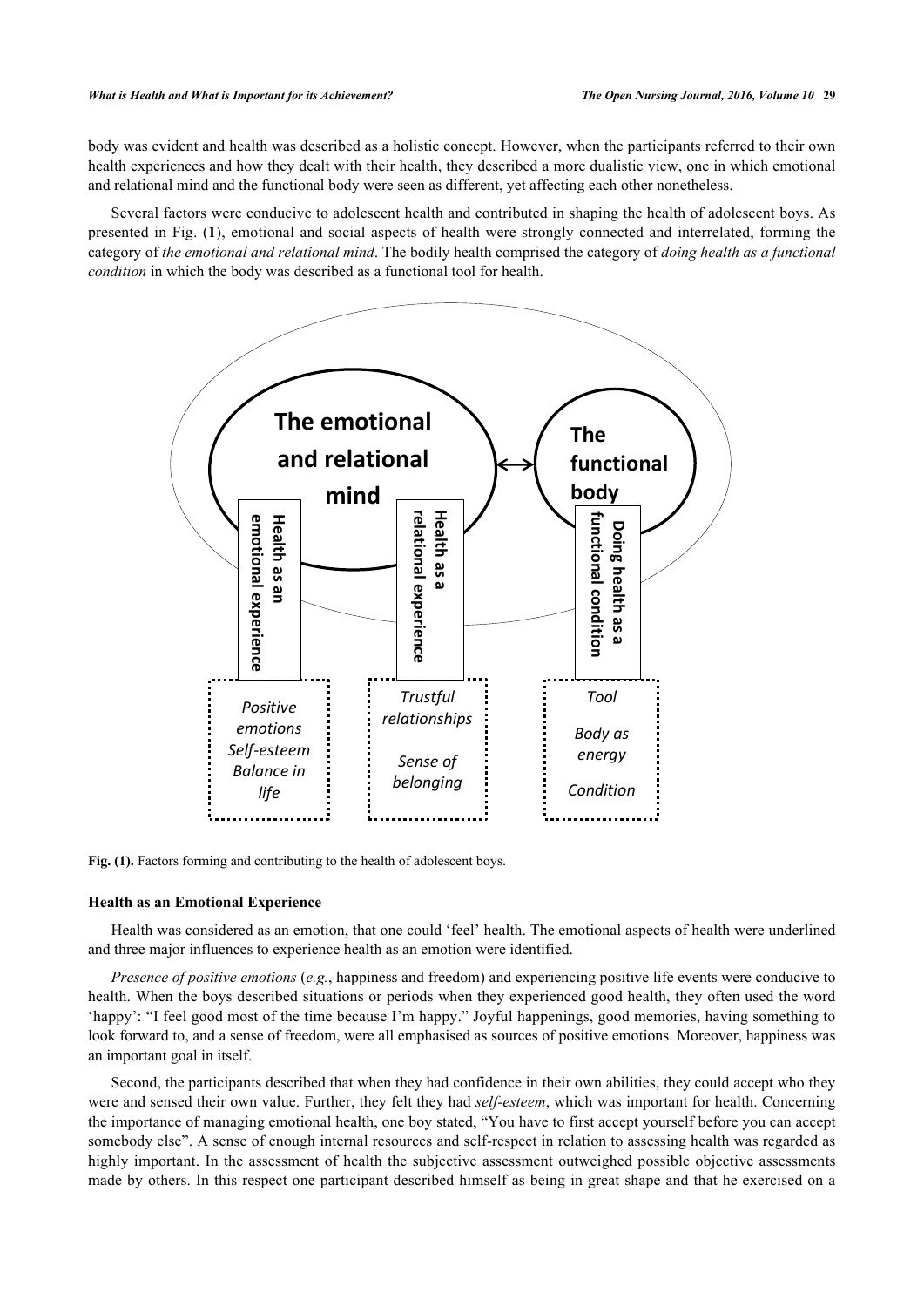body was evident and health was described as a holistic concept. However, when the participants referred to their own health experiences and how they dealt with their health, they described a more dualistic view, one in which emotional and relational mind and the functional body were seen as different, yet affecting each other nonetheless.

Several factors were conducive to adolescent health and contributed in shaping the health of adolescent boys. As presented in Fig. (**1**), emotional and social aspects of health were strongly connected and interrelated, forming the category of *the emotional and relational mind*. The bodily health comprised the category of *doing health as a functional condition* in which the body was described as a functional tool for health.

**Fig. (1).** Factors forming and contributing to the health of adolescent boys.

### Health as an Emotional Experience

Health was considered as an emotion, that one could 'feel' health. The emotional aspects of health were underlined and three major influences to experience health as an emotion were identified.

*Presence of positive emotions* (*e.g.*, happiness and freedom) and experiencing positive life events were conducive to health. When the boys described situations or periods when they experienced good health, they often used the word 'happy': "I feel good most of the time because I'm happy." Joyful happenings, good memories, having something to look forward to, and a sense of freedom, were all emphasised as sources of positive emotions. Moreover, happiness was an important goal in itself.

Second, the participants described that when they had confidence in their own abilities, they could accept who they were and sensed their own value. Further, they felt they had *self-esteem*, which was important for health. Concerning the importance of managing emotional health, one boy stated, "You have to first accept yourself before you can accept somebody else". A sense of enough internal resources and self-respect in relation to assessing health was regarded as highly important. In the assessment of health the subjective assessment outweighed possible objective assessments made by others. In this respect one participant described himself as being in great shape and that he exercised on a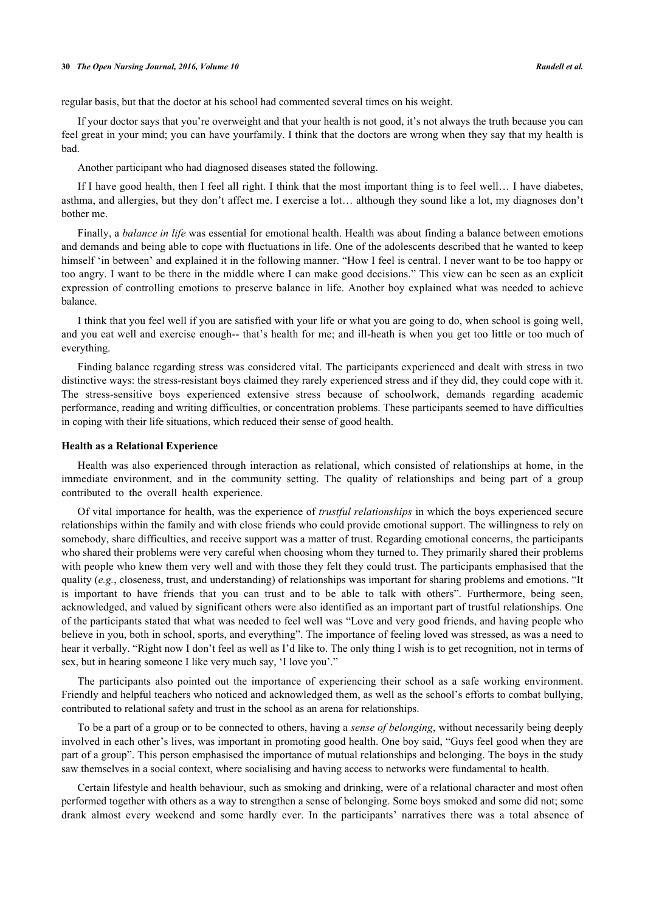regular basis, but that the doctor at his school had commented several times on his weight.

If your doctor says that you're overweight and that your health is not good, it's not always the truth because you can feel great in your mind; you can have yourfamily. I think that the doctors are wrong when they say that my health is bad.

Another participant who had diagnosed diseases stated the following.

If I have good health, then I feel all right. I think that the most important thing is to feel well… I have diabetes, asthma, and allergies, but they don't affect me. I exercise a lot… although they sound like a lot, my diagnoses don't bother me.

Finally, a *balance in life* was essential for emotional health. Health was about finding a balance between emotions and demands and being able to cope with fluctuations in life. One of the adolescents described that he wanted to keep himself 'in between' and explained it in the following manner. "How I feel is central. I never want to be too happy or too angry. I want to be there in the middle where I can make good decisions." This view can be seen as an explicit expression of controlling emotions to preserve balance in life. Another boy explained what was needed to achieve balance.

I think that you feel well if you are satisfied with your life or what you are going to do, when school is going well, and you eat well and exercise enough-- that's health for me; and ill-heath is when you get too little or too much of everything.

Finding balance regarding stress was considered vital. The participants experienced and dealt with stress in two distinctive ways: the stress-resistant boys claimed they rarely experienced stress and if they did, they could cope with it. The stress-sensitive boys experienced extensive stress because of schoolwork, demands regarding academic performance, reading and writing difficulties, or concentration problems. These participants seemed to have difficulties in coping with their life situations, which reduced their sense of good health.

### Health as a Relational Experience

Health was also experienced through interaction as relational, which consisted of relationships at home, in the immediate environment, and in the community setting. The quality of relationships and being part of a group contributed to the overall health experience.

Of vital importance for health, was the experience of *trustful relationships* in which the boys experienced secure relationships within the family and with close friends who could provide emotional support. The willingness to rely on somebody, share difficulties, and receive support was a matter of trust. Regarding emotional concerns, the participants who shared their problems were very careful when choosing whom they turned to. They primarily shared their problems with people who knew them very well and with those they felt they could trust. The participants emphasised that the quality (*e.g.*, closeness, trust, and understanding) of relationships was important for sharing problems and emotions. "It is important to have friends that you can trust and to be able to talk with others". Furthermore, being seen, acknowledged, and valued by significant others were also identified as an important part of trustful relationships. One of the participants stated that what was needed to feel well was "Love and very good friends, and having people who believe in you, both in school, sports, and everything". The importance of feeling loved was stressed, as was a need to hear it verbally. "Right now I don't feel as well as I'd like to. The only thing I wish is to get recognition, not in terms of sex, but in hearing someone I like very much say, 'I love you'."

The participants also pointed out the importance of experiencing their school as a safe working environment. Friendly and helpful teachers who noticed and acknowledged them, as well as the school's efforts to combat bullying, contributed to relational safety and trust in the school as an arena for relationships.

To be a part of a group or to be connected to others, having a *sense of belonging*, without necessarily being deeply involved in each other's lives, was important in promoting good health. One boy said, "Guys feel good when they are part of a group". This person emphasised the importance of mutual relationships and belonging. The boys in the study saw themselves in a social context, where socialising and having access to networks were fundamental to health.

Certain lifestyle and health behaviour, such as smoking and drinking, were of a relational character and most often performed together with others as a way to strengthen a sense of belonging. Some boys smoked and some did not; some drank almost every weekend and some hardly ever. In the participants' narratives there was a total absence of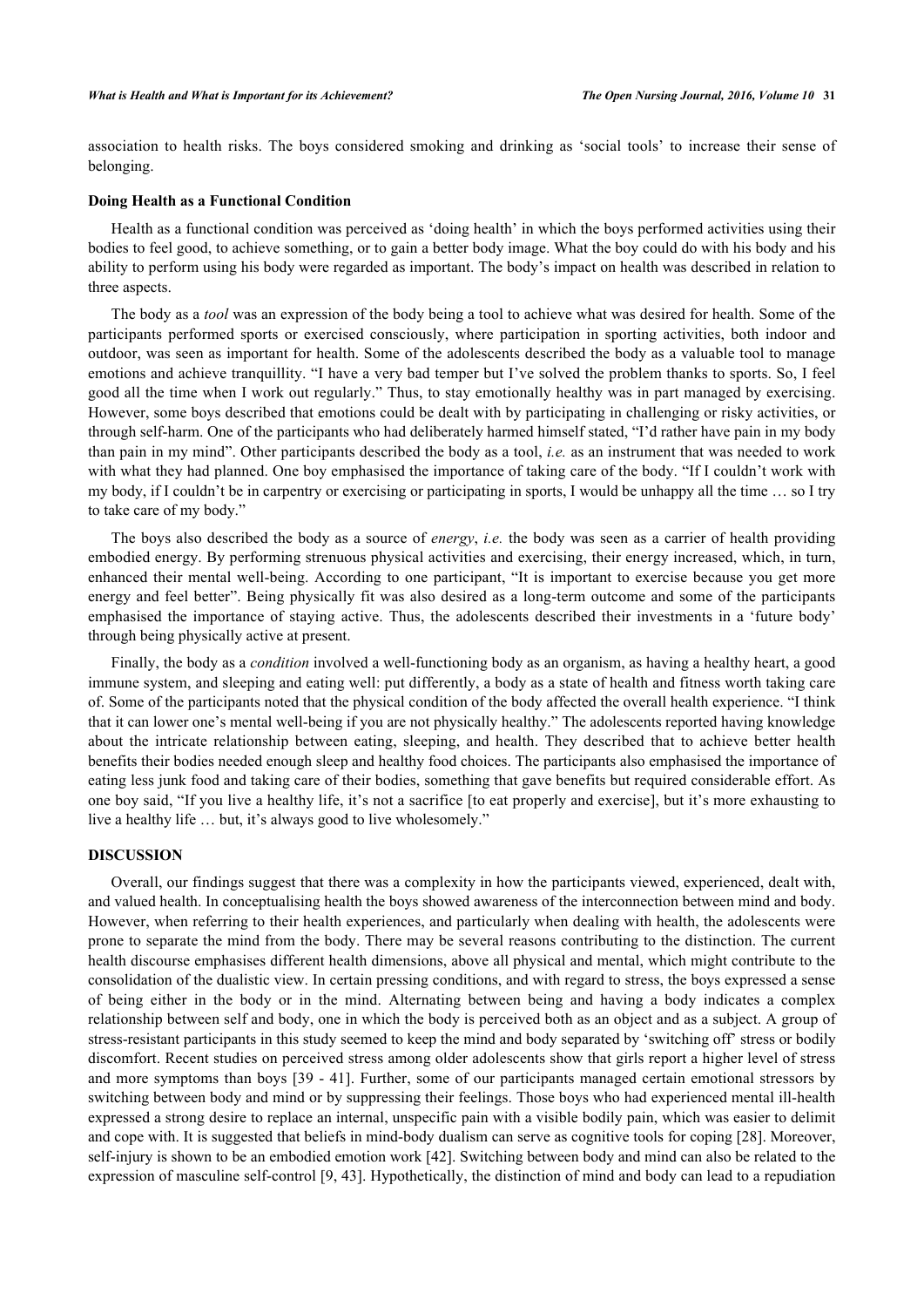association to health risks. The boys considered smoking and drinking as 'social tools' to increase their sense of belonging.

### Doing Health as a Functional Condition

Health as a functional condition was perceived as 'doing health' in which the boys performed activities using their bodies to feel good, to achieve something, or to gain a better body image. What the boy could do with his body and his ability to perform using his body were regarded as important. The body's impact on health was described in relation to three aspects.

The body as a *tool* was an expression of the body being a tool to achieve what was desired for health. Some of the participants performed sports or exercised consciously, where participation in sporting activities, both indoor and outdoor, was seen as important for health. Some of the adolescents described the body as a valuable tool to manage emotions and achieve tranquillity. "I have a very bad temper but I've solved the problem thanks to sports. So, I feel good all the time when I work out regularly." Thus, to stay emotionally healthy was in part managed by exercising. However, some boys described that emotions could be dealt with by participating in challenging or risky activities, or through self-harm. One of the participants who had deliberately harmed himself stated, "I'd rather have pain in my body than pain in my mind". Other participants described the body as a tool, *i.e.* as an instrument that was needed to work with what they had planned. One boy emphasised the importance of taking care of the body. "If I couldn't work with my body, if I couldn't be in carpentry or exercising or participating in sports, I would be unhappy all the time … so I try to take care of my body."

The boys also described the body as a source of *energy*, *i.e.* the body was seen as a carrier of health providing embodied energy. By performing strenuous physical activities and exercising, their energy increased, which, in turn, enhanced their mental well-being. According to one participant, "It is important to exercise because you get more energy and feel better". Being physically fit was also desired as a long-term outcome and some of the participants emphasised the importance of staying active. Thus, the adolescents described their investments in a 'future body' through being physically active at present.

Finally, the body as a *condition* involved a well-functioning body as an organism, as having a healthy heart, a good immune system, and sleeping and eating well: put differently, a body as a state of health and fitness worth taking care of. Some of the participants noted that the physical condition of the body affected the overall health experience. "I think that it can lower one's mental well-being if you are not physically healthy." The adolescents reported having knowledge about the intricate relationship between eating, sleeping, and health. They described that to achieve better health benefits their bodies needed enough sleep and healthy food choices. The participants also emphasised the importance of eating less junk food and taking care of their bodies, something that gave benefits but required considerable effort. As one boy said, "If you live a healthy life, it's not a sacrifice [to eat properly and exercise], but it's more exhausting to live a healthy life … but, it's always good to live wholesomely."

## DISCUSSION

Overall, our findings suggest that there was a complexity in how the participants viewed, experienced, dealt with, and valued health. In conceptualising health the boys showed awareness of the interconnection between mind and body. However, when referring to their health experiences, and particularly when dealing with health, the adolescents were prone to separate the mind from the body. There may be several reasons contributing to the distinction. The current health discourse emphasises different health dimensions, above all physical and mental, which might contribute to the consolidation of the dualistic view. In certain pressing conditions, and with regard to stress, the boys expressed a sense of being either in the body or in the mind. Alternating between being and having a body indicates a complex relationship between self and body, one in which the body is perceived both as an object and as a subject. A group of stress-resistant participants in this study seemed to keep the mind and body separated by 'switching off' stress or bodily discomfort. Recent studies on perceived stress among older adolescents show that girls report a higher level of stress and more symptoms than boys [39 - 41]. Further, some of our participants managed certain emotional stressors by switching between body and mind or by suppressing their feelings. Those boys who had experienced mental ill-health expressed a strong desire to replace an internal, unspecific pain with a visible bodily pain, which was easier to delimit and cope with. It is suggested that beliefs in mind-body dualism can serve as cognitive tools for coping [28]. Moreover, self-injury is shown to be an embodied emotion work [42]. Switching between body and mind can also be related to the expression of masculine self-control [9, 43]. Hypothetically, the distinction of mind and body can lead to a repudiation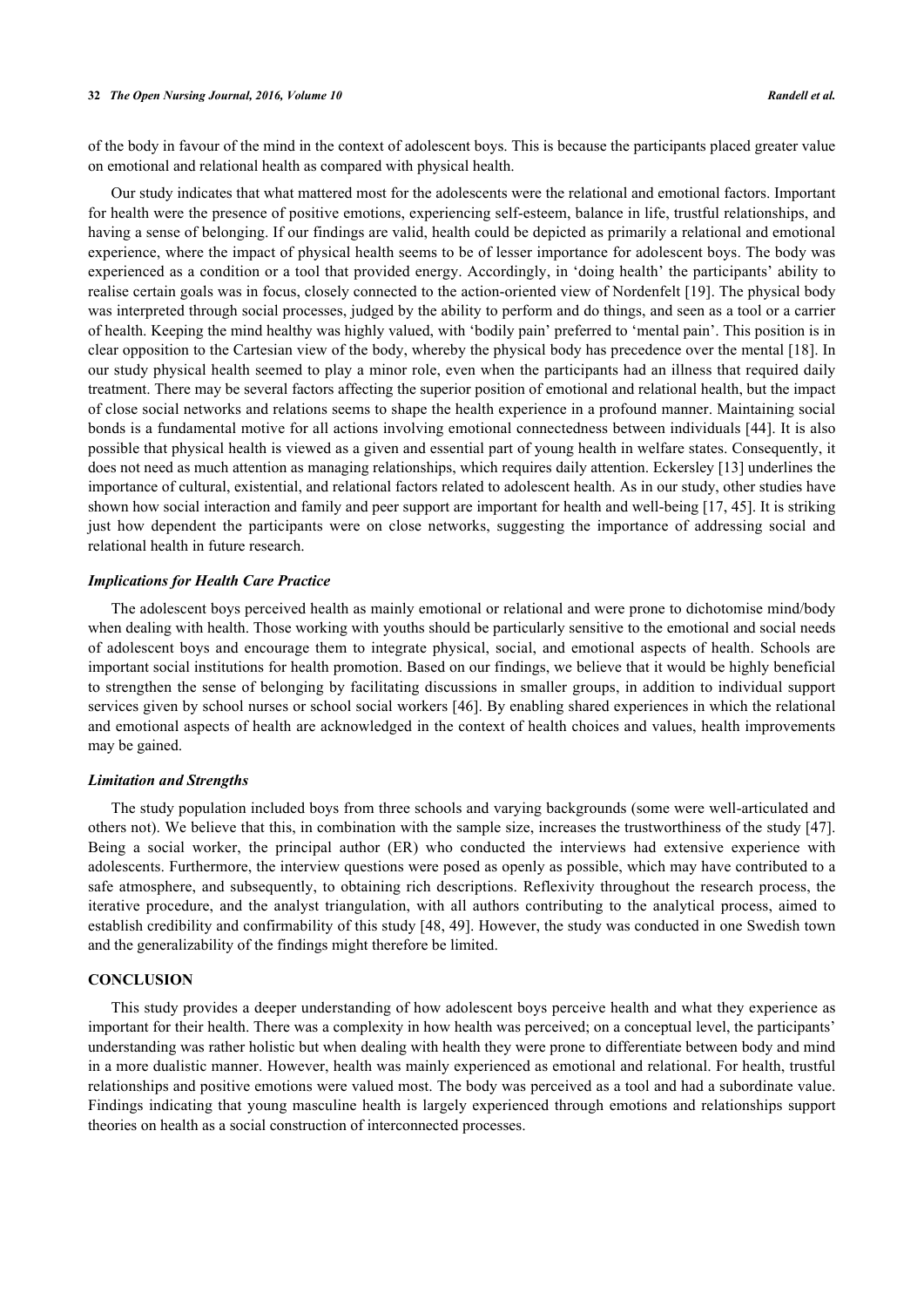of the body in favour of the mind in the context of adolescent boys. This is because the participants placed greater value on emotional and relational health as compared with physical health.

Our study indicates that what mattered most for the adolescents were the relational and emotional factors. Important for health were the presence of positive emotions, experiencing self-esteem, balance in life, trustful relationships, and having a sense of belonging. If our findings are valid, health could be depicted as primarily a relational and emotional experience, where the impact of physical health seems to be of lesser importance for adolescent boys. The body was experienced as a condition or a tool that provided energy. Accordingly, in 'doing health' the participants' ability to realise certain goals was in focus, closely connected to the action-oriented view of Nordenfelt [19]. The physical body was interpreted through social processes, judged by the ability to perform and do things, and seen as a tool or a carrier of health. Keeping the mind healthy was highly valued, with 'bodily pain' preferred to 'mental pain'. This position is in clear opposition to the Cartesian view of the body, whereby the physical body has precedence over the mental [18]. In our study physical health seemed to play a minor role, even when the participants had an illness that required daily treatment. There may be several factors affecting the superior position of emotional and relational health, but the impact of close social networks and relations seems to shape the health experience in a profound manner. Maintaining social bonds is a fundamental motive for all actions involving emotional connectedness between individuals [44]. It is also possible that physical health is viewed as a given and essential part of young health in welfare states. Consequently, it does not need as much attention as managing relationships, which requires daily attention. Eckersley [13] underlines the importance of cultural, existential, and relational factors related to adolescent health. As in our study, other studies have shown how social interaction and family and peer support are important for health and well-being [17, 45]. It is striking just how dependent the participants were on close networks, suggesting the importance of addressing social and relational health in future research.

### *Implications for Health Care Practice*

The adolescent boys perceived health as mainly emotional or relational and were prone to dichotomise mind/body when dealing with health. Those working with youths should be particularly sensitive to the emotional and social needs of adolescent boys and encourage them to integrate physical, social, and emotional aspects of health. Schools are important social institutions for health promotion. Based on our findings, we believe that it would be highly beneficial to strengthen the sense of belonging by facilitating discussions in smaller groups, in addition to individual support services given by school nurses or school social workers [46]. By enabling shared experiences in which the relational and emotional aspects of health are acknowledged in the context of health choices and values, health improvements may be gained.

### *Limitation and Strengths*

The study population included boys from three schools and varying backgrounds (some were well-articulated and others not). We believe that this, in combination with the sample size, increases the trustworthiness of the study [47]. Being a social worker, the principal author (ER) who conducted the interviews had extensive experience with adolescents. Furthermore, the interview questions were posed as openly as possible, which may have contributed to a safe atmosphere, and subsequently, to obtaining rich descriptions. Reflexivity throughout the research process, the iterative procedure, and the analyst triangulation, with all authors contributing to the analytical process, aimed to establish credibility and confirmability of this study [48, 49]. However, the study was conducted in one Swedish town and the generalizability of the findings might therefore be limited.

## CONCLUSION

This study provides a deeper understanding of how adolescent boys perceive health and what they experience as important for their health. There was a complexity in how health was perceived; on a conceptual level, the participants' understanding was rather holistic but when dealing with health they were prone to differentiate between body and mind in a more dualistic manner. However, health was mainly experienced as emotional and relational. For health, trustful relationships and positive emotions were valued most. The body was perceived as a tool and had a subordinate value. Findings indicating that young masculine health is largely experienced through emotions and relationships support theories on health as a social construction of interconnected processes.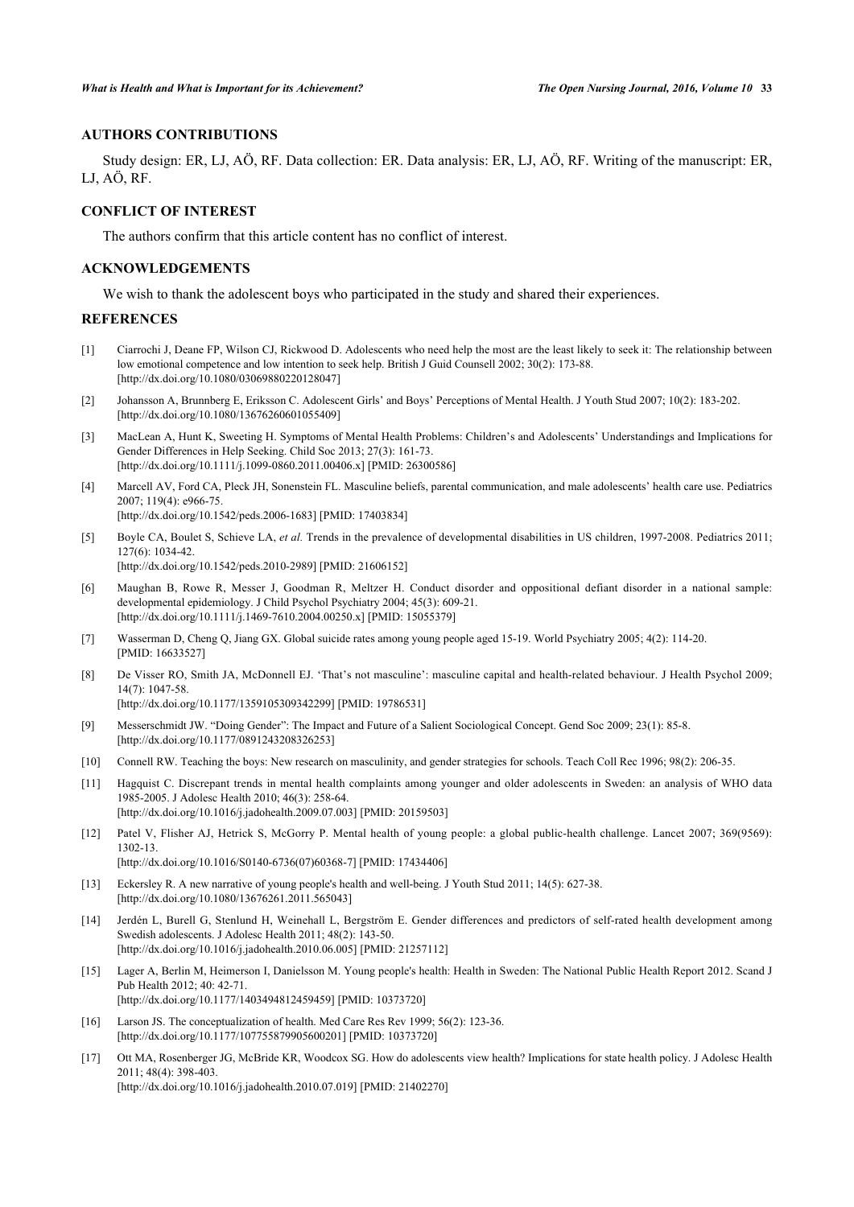## AUTHORS CONTRIBUTIONS

Study design: ER, LJ, AÖ, RF. Data collection: ER. Data analysis: ER, LJ, AÖ, RF. Writing of the manuscript: ER, LJ, AÖ, RF.

## CONFLICT OF INTEREST

The authors confirm that this article content has no conflict of interest.

## ACKNOWLEDGEMENTS

We wish to thank the adolescent boys who participated in the study and shared their experiences.

## REFERENCES

[1] Ciarrochi J, Deane FP, Wilson CJ, Rickwood D. Adolescents who need help the most are the least likely to seek it: The relationship between low emotional competence and low intention to seek help. British J Guid Counsell 2002; 30(2): 173-88. [http://dx.doi.org/10.1080/03069880220128047]

[2] Johansson A, Brunnberg E, Eriksson C. Adolescent Girls' and Boys' Perceptions of Mental Health. J Youth Stud 2007; 10(2): 183-202. [http://dx.doi.org/10.1080/13676260601055409]

[3] MacLean A, Hunt K, Sweeting H. Symptoms of Mental Health Problems: Children's and Adolescents' Understandings and Implications for Gender Differences in Help Seeking. Child Soc 2013; 27(3): 161-73. [http://dx.doi.org/10.1111/j.1099-0860.2011.00406.x] [PMID: 26300586]

[4] Marcell AV, Ford CA, Pleck JH, Sonenstein FL. Masculine beliefs, parental communication, and male adolescents' health care use. Pediatrics 2007; 119(4): e966-75. [http://dx.doi.org/10.1542/peds.2006-1683] [PMID: 17403834]

[5] Boyle CA, Boulet S, Schieve LA, *et al.* Trends in the prevalence of developmental disabilities in US children, 1997-2008. Pediatrics 2011; 127(6): 1034-42. [http://dx.doi.org/10.1542/peds.2010-2989] [PMID: 21606152]

[6] Maughan B, Rowe R, Messer J, Goodman R, Meltzer H. Conduct disorder and oppositional defiant disorder in a national sample: developmental epidemiology. J Child Psychol Psychiatry 2004; 45(3): 609-21. [http://dx.doi.org/10.1111/j.1469-7610.2004.00250.x] [PMID: 15055379]

[7] Wasserman D, Cheng Q, Jiang GX. Global suicide rates among young people aged 15-19. World Psychiatry 2005; 4(2): 114-20. [PMID: 16633527]

[8] De Visser RO, Smith JA, McDonnell EJ. 'That's not masculine': masculine capital and health-related behaviour. J Health Psychol 2009; 14(7): 1047-58. [http://dx.doi.org/10.1177/1359105309342299] [PMID: 19786531]

[9] Messerschmidt JW. "Doing Gender": The Impact and Future of a Salient Sociological Concept. Gend Soc 2009; 23(1): 85-8. [http://dx.doi.org/10.1177/0891243208326253]

[10] Connell RW. Teaching the boys: New research on masculinity, and gender strategies for schools. Teach Coll Rec 1996; 98(2): 206-35.

[11] Hagquist C. Discrepant trends in mental health complaints among younger and older adolescents in Sweden: an analysis of WHO data 1985-2005. J Adolesc Health 2010; 46(3): 258-64. [http://dx.doi.org/10.1016/j.jadohealth.2009.07.003] [PMID: 20159503]

[12] Patel V, Flisher AJ, Hetrick S, McGorry P. Mental health of young people: a global public-health challenge. Lancet 2007; 369(9569): 1302-13. [http://dx.doi.org/10.1016/S0140-6736(07)60368-7] [PMID: 17434406]

[13] Eckersley R. A new narrative of young people's health and well-being. J Youth Stud 2011; 14(5): 627-38. [http://dx.doi.org/10.1080/13676261.2011.565043]

[14] Jerdén L, Burell G, Stenlund H, Weinehall L, Bergström E. Gender differences and predictors of self-rated health development among Swedish adolescents. J Adolesc Health 2011; 48(2): 143-50. [http://dx.doi.org/10.1016/j.jadohealth.2010.06.005] [PMID: 21257112]

[15] Lager A, Berlin M, Heimerson I, Danielsson M. Young people's health: Health in Sweden: The National Public Health Report 2012. Scand J Pub Health 2012; 40: 42-71. [http://dx.doi.org/10.1177/1403494812459459] [PMID: 10373720]

[16] Larson JS. The conceptualization of health. Med Care Res Rev 1999; 56(2): 123-36. [http://dx.doi.org/10.1177/107755879905600201] [PMID: 10373720]

[17] Ott MA, Rosenberger JG, McBride KR, Woodcox SG. How do adolescents view health? Implications for state health policy. J Adolesc Health 2011; 48(4): 398-403. [http://dx.doi.org/10.1016/j.jadohealth.2010.07.019] [PMID: 21402270]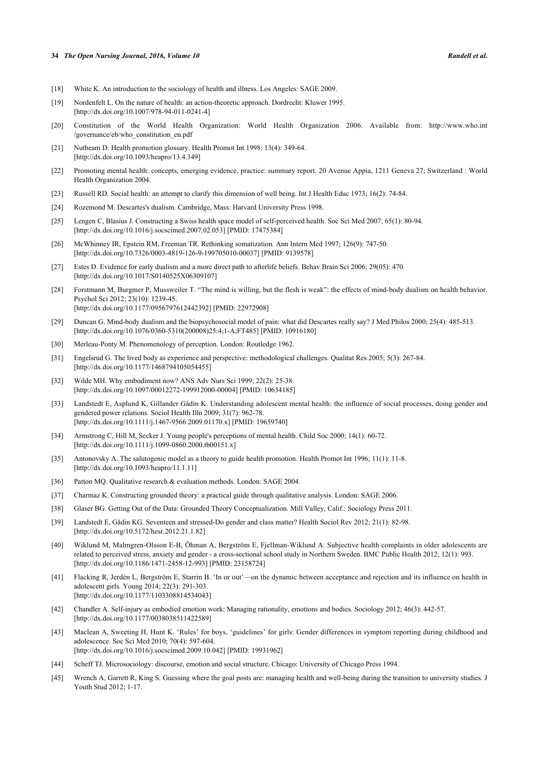[18] White K. An introduction to the sociology of health and illness. Los Angeles: SAGE 2009.

[19] Nordenfelt L. On the nature of health: an action-theoretic approach. Dordrecht: Kluwer 1995. [http://dx.doi.org/10.1007/978-94-011-0241-4]

[20] Constitution of the World Health Organization: World Health Organization 2006. Available from: http://www.who.int /governance/eb/who_constitution_en.pdf

[21] Nutbeam D. Health promotion glossary. Health Promot Int 1998; 13(4): 349-64. [http://dx.doi.org/10.1093/heapro/13.4.349]

[22] Promoting mental health: concepts, emerging evidence, practice: summary report. 20 Avenue Appia, 1211 Geneva 27; Switzerland : World Health Organization 2004.

[23] Russell RD. Social health: an attempt to clarify this dimension of well being. Int J Health Educ 1973; 16(2): 74-84.

[24] Rozemond M. Descartes's dualism. Cambridge, Mass: Harvard University Press 1998.

[25] Lengen C, Blasius J. Constructing a Swiss health space model of self-perceived health. Soc Sci Med 2007; 65(1): 80-94. [http://dx.doi.org/10.1016/j.socscimed.2007.02.053] [PMID: 17475384]

[26] McWhinney IR, Epstein RM, Freeman TR. Rethinking somatization. Ann Intern Med 1997; 126(9): 747-50. [http://dx.doi.org/10.7326/0003-4819-126-9-199705010-00037] [PMID: 9139578]

[27] Estes D. Evidence for early dualism and a more direct path to afterlife beliefs. Behav Brain Sci 2006; 29(05): 470. [http://dx.doi.org/10.1017/S0140525X06309107]

[28] Forstmann M, Burgmer P, Mussweiler T. "The mind is willing, but the flesh is weak": the effects of mind-body dualism on health behavior. Psychol Sci 2012; 23(10): 1239-45. [http://dx.doi.org/10.1177/0956797612442392] [PMID: 22972908]

[29] Duncan G. Mind-body dualism and the biopsychosocial model of pain: what did Descartes really say? J Med Philos 2000; 25(4): 485-513. [http://dx.doi.org/10.1076/0360-5310(200008)25:4;1-A;FT485] [PMID: 10916180]

[30] Merleau-Ponty M. Phenomenology of perception. London: Routledge 1962.

[31] Engelsrud G. The lived body as experience and perspective: methodological challenges. Qualitat Res 2005; 5(3): 267-84. [http://dx.doi.org/10.1177/1468794105054455]

[32] Wilde MH. Why embodiment now? ANS Adv Nurs Sci 1999; 22(2): 25-38. [http://dx.doi.org/10.1097/00012272-199912000-00004] [PMID: 10634185]

[33] Landstedt E, Asplund K, Gillander Gådin K. Understanding adolescent mental health: the influence of social processes, doing gender and gendered power relations. Sociol Health Illn 2009; 31(7): 962-78. [http://dx.doi.org/10.1111/j.1467-9566.2009.01170.x] [PMID: 19659740]

[34] Armstrong C, Hill M, Secker J. Young people's perceptions of mental health. Child Soc 2000; 14(1): 60-72. [http://dx.doi.org/10.1111/j.1099-0860.2000.tb00151.x]

[35] Antonovsky A. The salutogenic model as a theory to guide health promotion. Health Promot Int 1996; 11(1): 11-8. [http://dx.doi.org/10.1093/heapro/11.1.11]

[36] Patton MQ. Qualitative research & evaluation methods. London: SAGE 2004.

[37] Charmaz K. Constructing grounded theory: a practical guide through qualitative analysis. London: SAGE 2006.

[38] Glaser BG. Getting Out of the Data: Grounded Theory Conceptualization. Mill Valley, Calif.: Sociology Press 2011.

[39] Landstedt E, Gådin KG. Seventeen and stressed-Do gender and class matter? Health Sociol Rev 2012; 21(1): 82-98. [http://dx.doi.org/10.5172/hesr.2012.21.1.82]

[40] Wiklund M, Malmgren-Olsson E-B, Öhman A, Bergström E, Fjellman-Wiklund A. Subjective health complaints in older adolescents are related to perceived stress, anxiety and gender - a cross-sectional school study in Northern Sweden. BMC Public Health 2012; 12(1): 993. [http://dx.doi.org/10.1186/1471-2458-12-993] [PMID: 23158724]

[41] Flacking R, Jerdén L, Bergström E, Starrin B. 'In or out'—on the dynamic between acceptance and rejection and its influence on health in adolescent girls. Young 2014; 22(3): 291-303. [http://dx.doi.org/10.1177/1103308814534043]

[42] Chandler A. Self-injury as embodied emotion work: Managing rationality, emotions and bodies. Sociology 2012; 46(3): 442-57. [http://dx.doi.org/10.1177/0038038511422589]

[43] Maclean A, Sweeting H, Hunt K. 'Rules' for boys, 'guidelines' for girls: Gender differences in symptom reporting during childhood and adolescence. Soc Sci Med 2010; 70(4): 597-604. [http://dx.doi.org/10.1016/j.socscimed.2009.10.042] [PMID: 19931962]

[44] Scheff TJ. Microsociology: discourse, emotion and social structure. Chicago: University of Chicago Press 1994.

[45] Wrench A, Garrett R, King S. Guessing where the goal posts are: managing health and well-being during the transition to university studies. J Youth Stud 2012; 1-17.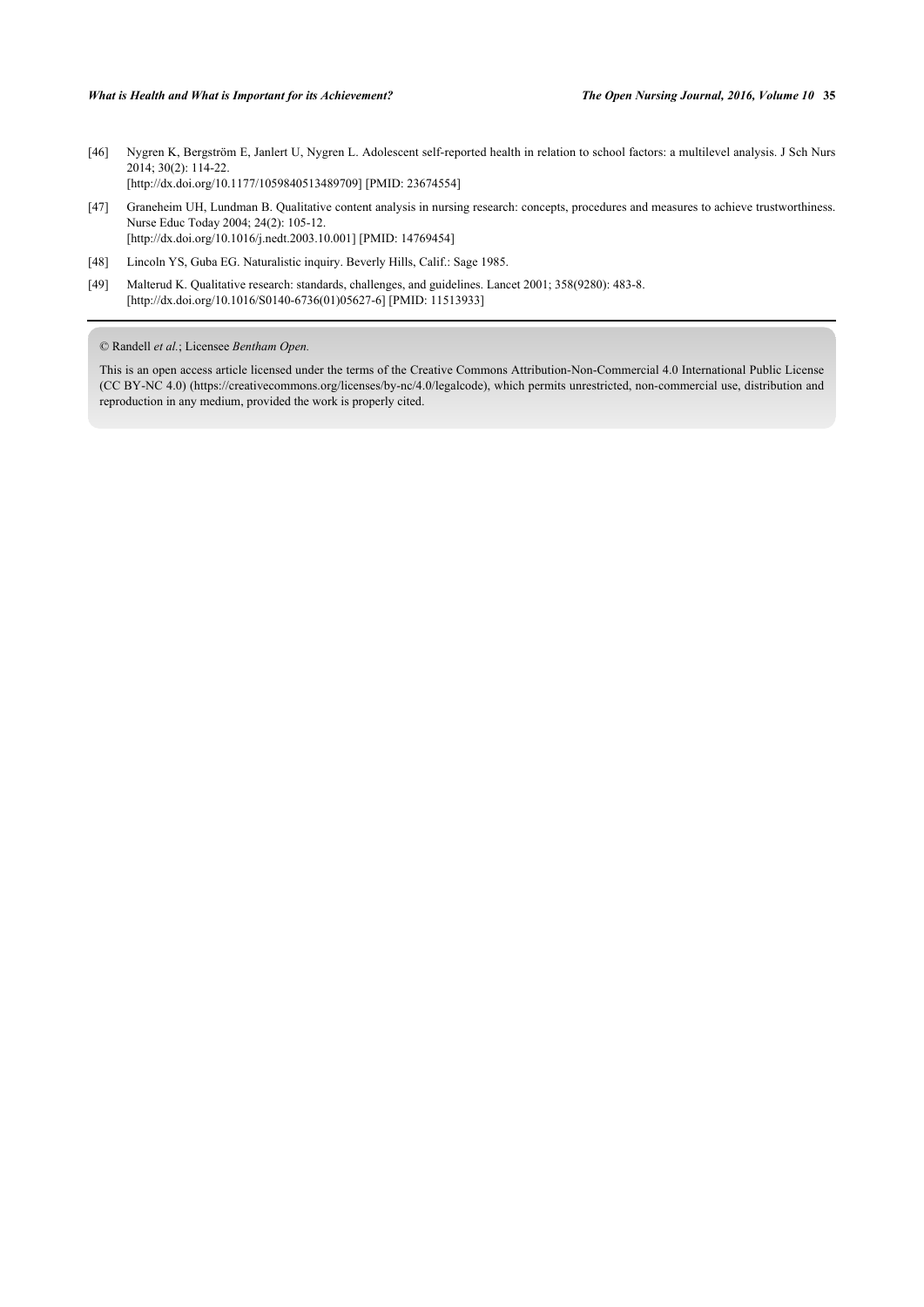[46] Nygren K, Bergström E, Janlert U, Nygren L. Adolescent self-reported health in relation to school factors: a multilevel analysis. J Sch Nurs 2014; 30(2): 114-22.
[http://dx.doi.org/10.1177/1059840513489709] [PMID: 23674554]

[47] Graneheim UH, Lundman B. Qualitative content analysis in nursing research: concepts, procedures and measures to achieve trustworthiness. Nurse Educ Today 2004; 24(2): 105-12.
[http://dx.doi.org/10.1016/j.nedt.2003.10.001] [PMID: 14769454]

[48] Lincoln YS, Guba EG. Naturalistic inquiry. Beverly Hills, Calif.: Sage 1985.

[49] Malterud K. Qualitative research: standards, challenges, and guidelines. Lancet 2001; 358(9280): 483-8.
[http://dx.doi.org/10.1016/S0140-6736(01)05627-6] [PMID: 11513933]

© Randell *et al.*; Licensee *Bentham Open.*

This is an open access article licensed under the terms of the Creative Commons Attribution-Non-Commercial 4.0 International Public License (CC BY-NC 4.0) (https://creativecommons.org/licenses/by-nc/4.0/legalcode), which permits unrestricted, non-commercial use, distribution and reproduction in any medium, provided the work is properly cited.